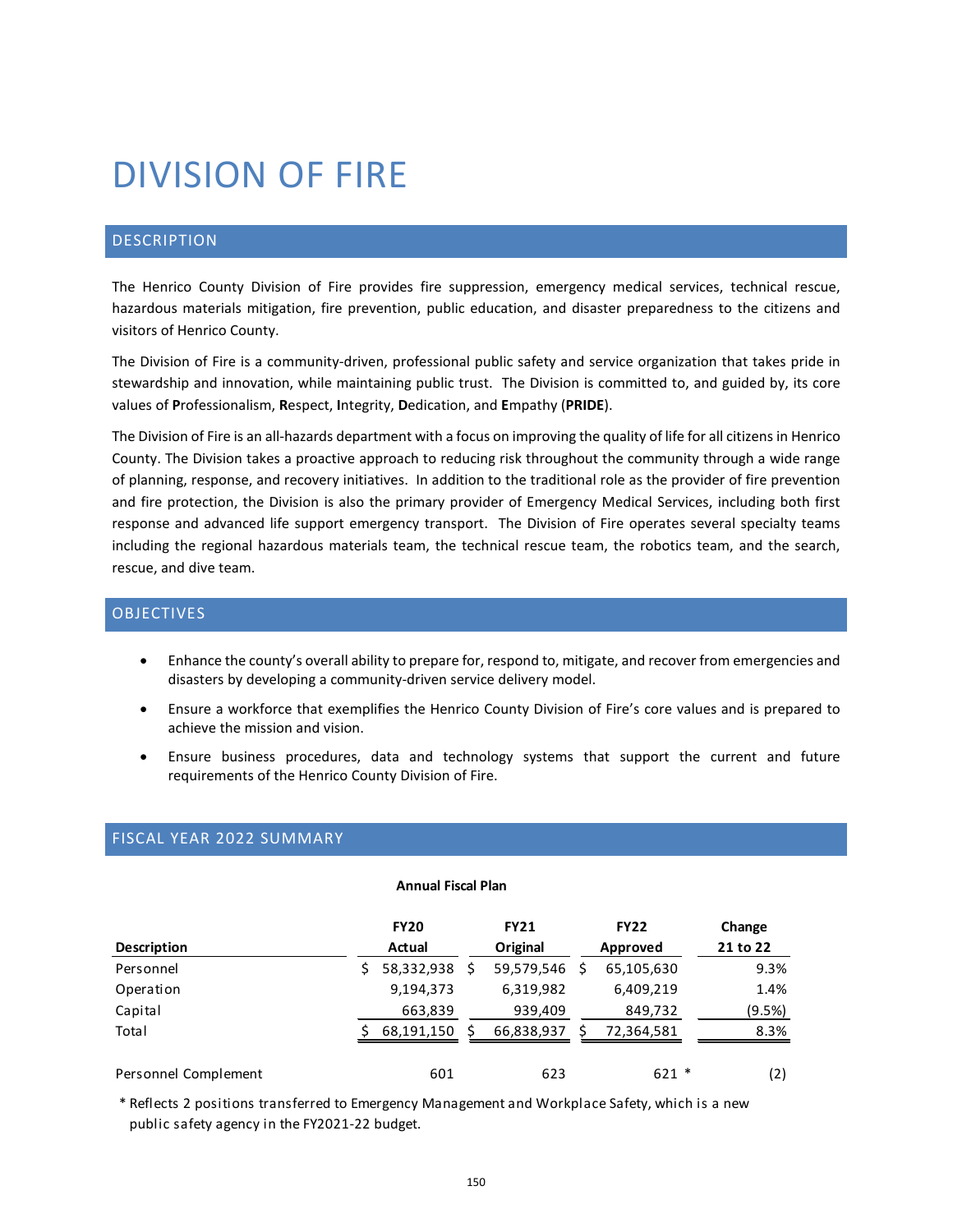# DIVISION OF FIRE

## DESCRIPTION

The Henrico County Division of Fire provides fire suppression, emergency medical services, technical rescue, hazardous materials mitigation, fire prevention, public education, and disaster preparedness to the citizens and visitors of Henrico County.

The Division of Fire is a community-driven, professional public safety and service organization that takes pride in stewardship and innovation, while maintaining public trust. The Division is committed to, and guided by, its core values of **P**rofessionalism, **R**espect, **I**ntegrity, **D**edication, and **E**mpathy (**PRIDE**).

The Division of Fire is an all-hazards department with a focus on improving the quality of life for all citizens in Henrico County. The Division takes a proactive approach to reducing risk throughout the community through a wide range of planning, response, and recovery initiatives. In addition to the traditional role as the provider of fire prevention and fire protection, the Division is also the primary provider of Emergency Medical Services, including both first response and advanced life support emergency transport. The Division of Fire operates several specialty teams including the regional hazardous materials team, the technical rescue team, the robotics team, and the search, rescue, and dive team.

## OBJECTIVES

- Enhance the county's overall ability to prepare for, respond to, mitigate, and recover from emergencies and disasters by developing a community-driven service delivery model.
- Ensure a workforce that exemplifies the Henrico County Division of Fire's core values and is prepared to achieve the mission and vision.
- Ensure business procedures, data and technology systems that support the current and future requirements of the Henrico County Division of Fire.

## FISCAL YEAR 2022 SUMMARY

**Annual Fiscal Plan**

| Description | FY20 Actual | FY21 Original | FY22 Approved | Change 21 to 22 |
|---|---|---|---|---|
| Personnel | $ 58,332,938 | $ 59,579,546 | $ 65,105,630 | 9.3% |
| Operation | 9,194,373 | 6,319,982 | 6,409,219 | 1.4% |
| Capital | 663,839 | 939,409 | 849,732 | (9.5%) |
| Total | $ 68,191,150 | $ 66,838,937 | $ 72,364,581 | 8.3% |
| | | | | |
| Personnel Complement | 601 | 623 | 621 * | (2) |

* Reflects 2 positions transferred to Emergency Management and Workplace Safety, which is a new public safety agency in the FY2021-22 budget.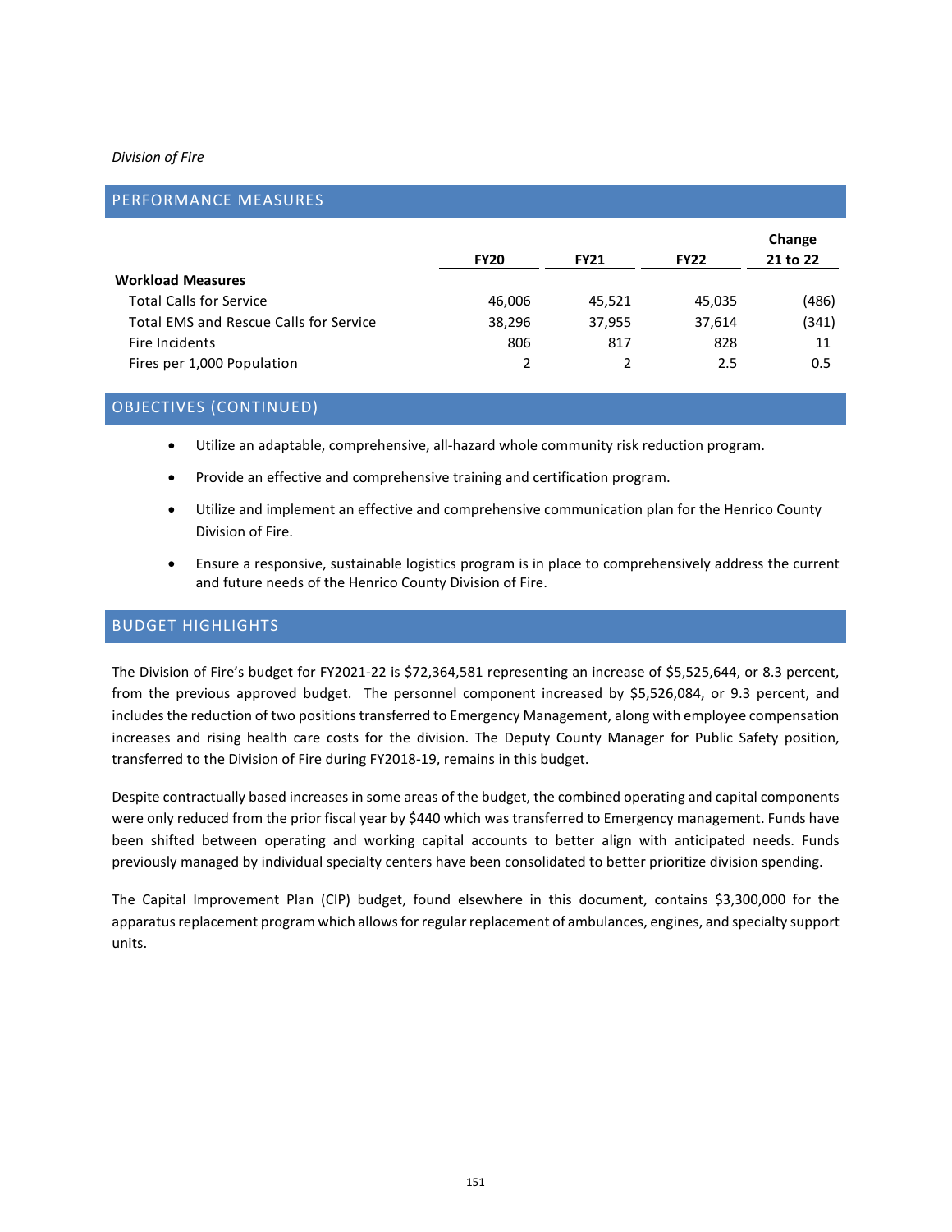*Division of Fire*

## PERFORMANCE MEASURES

| | FY20 | FY21 | FY22 | Change 21 to 22 |
|---|---|---|---|---|
| **Workload Measures** | | | | |
| Total Calls for Service | 46,006 | 45,521 | 45,035 | (486) |
| Total EMS and Rescue Calls for Service | 38,296 | 37,955 | 37,614 | (341) |
| Fire Incidents | 806 | 817 | 828 | 11 |
| Fires per 1,000 Population | 2 | 2 | 2.5 | 0.5 |

## OBJECTIVES (CONTINUED)

- Utilize an adaptable, comprehensive, all-hazard whole community risk reduction program.
- Provide an effective and comprehensive training and certification program.
- Utilize and implement an effective and comprehensive communication plan for the Henrico County Division of Fire.
- Ensure a responsive, sustainable logistics program is in place to comprehensively address the current and future needs of the Henrico County Division of Fire.

## BUDGET HIGHLIGHTS

The Division of Fire's budget for FY2021-22 is $72,364,581 representing an increase of $5,525,644, or 8.3 percent, from the previous approved budget. The personnel component increased by $5,526,084, or 9.3 percent, and includes the reduction of two positions transferred to Emergency Management, along with employee compensation increases and rising health care costs for the division. The Deputy County Manager for Public Safety position, transferred to the Division of Fire during FY2018-19, remains in this budget.

Despite contractually based increases in some areas of the budget, the combined operating and capital components were only reduced from the prior fiscal year by $440 which was transferred to Emergency management. Funds have been shifted between operating and working capital accounts to better align with anticipated needs. Funds previously managed by individual specialty centers have been consolidated to better prioritize division spending.

The Capital Improvement Plan (CIP) budget, found elsewhere in this document, contains $3,300,000 for the apparatus replacement program which allows for regular replacement of ambulances, engines, and specialty support units.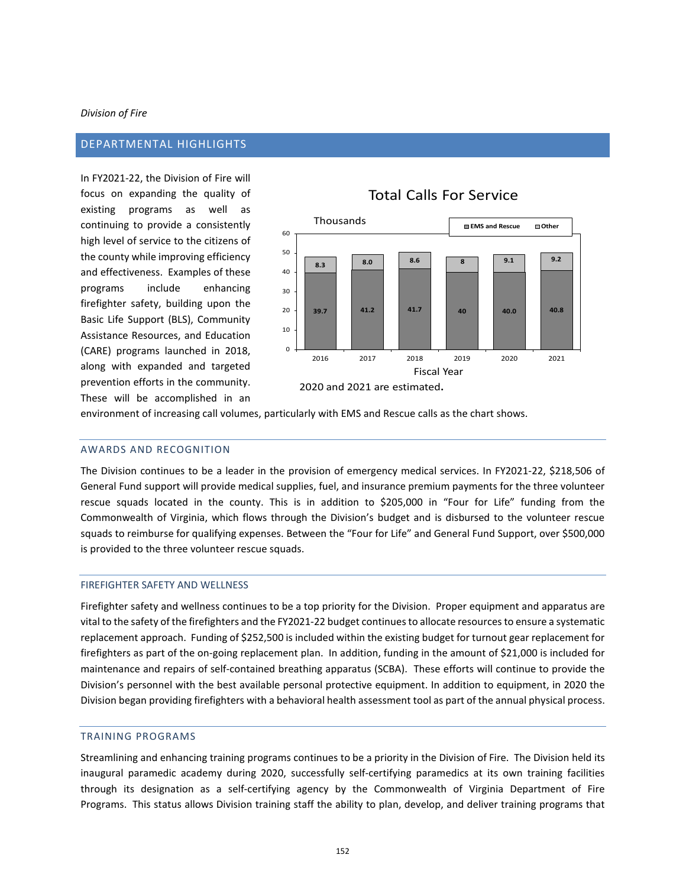*Division of Fire*

## DEPARTMENTAL HIGHLIGHTS

In FY2021-22, the Division of Fire will focus on expanding the quality of existing programs as well as continuing to provide a consistently high level of service to the citizens of the county while improving efficiency and effectiveness. Examples of these programs include enhancing firefighter safety, building upon the Basic Life Support (BLS), Community Assistance Resources, and Education (CARE) programs launched in 2018, along with expanded and targeted prevention efforts in the community. These will be accomplished in an environment of increasing call volumes, particularly with EMS and Rescue calls as the chart shows.

**Total Calls For Service** (Thousands)

| Fiscal Year | EMS and Rescue | Other |
|---|---|---|
| 2016 | 39.7 | 8.3 |
| 2017 | 41.2 | 8.0 |
| 2018 | 41.7 | 8.6 |
| 2019 | 40 | 8 |
| 2020 | 40.0 | 9.1 |
| 2021 | 40.8 | 9.2 |

2020 and 2021 are estimated.

### AWARDS AND RECOGNITION

The Division continues to be a leader in the provision of emergency medical services. In FY2021-22, $218,506 of General Fund support will provide medical supplies, fuel, and insurance premium payments for the three volunteer rescue squads located in the county. This is in addition to $205,000 in "Four for Life" funding from the Commonwealth of Virginia, which flows through the Division's budget and is disbursed to the volunteer rescue squads to reimburse for qualifying expenses. Between the "Four for Life" and General Fund Support, over $500,000 is provided to the three volunteer rescue squads.

### FIREFIGHTER SAFETY AND WELLNESS

Firefighter safety and wellness continues to be a top priority for the Division. Proper equipment and apparatus are vital to the safety of the firefighters and the FY2021-22 budget continues to allocate resources to ensure a systematic replacement approach. Funding of $252,500 is included within the existing budget for turnout gear replacement for firefighters as part of the on-going replacement plan. In addition, funding in the amount of $21,000 is included for maintenance and repairs of self-contained breathing apparatus (SCBA). These efforts will continue to provide the Division's personnel with the best available personal protective equipment. In addition to equipment, in 2020 the Division began providing firefighters with a behavioral health assessment tool as part of the annual physical process.

### TRAINING PROGRAMS

Streamlining and enhancing training programs continues to be a priority in the Division of Fire. The Division held its inaugural paramedic academy during 2020, successfully self-certifying paramedics at its own training facilities through its designation as a self-certifying agency by the Commonwealth of Virginia Department of Fire Programs. This status allows Division training staff the ability to plan, develop, and deliver training programs that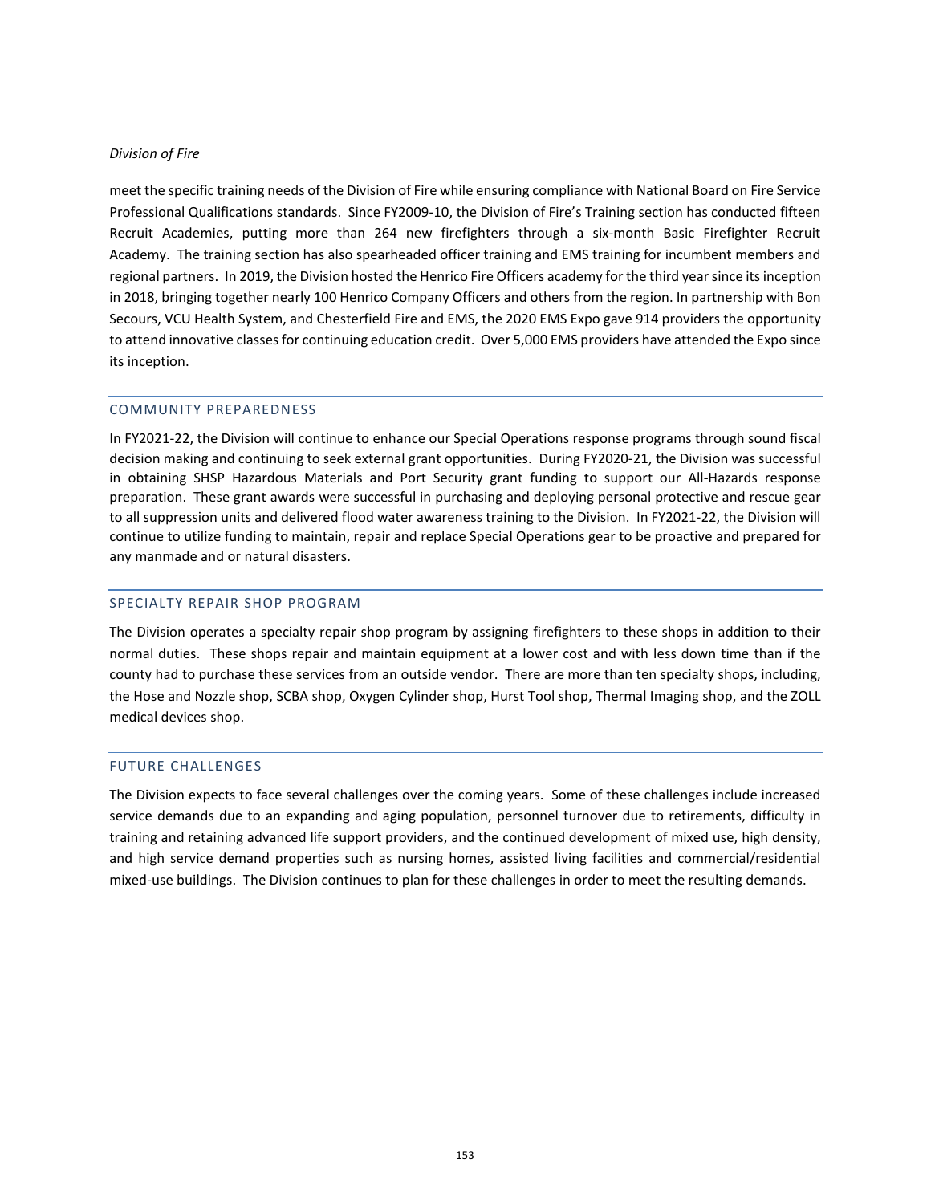meet the specific training needs of the Division of Fire while ensuring compliance with National Board on Fire Service Professional Qualifications standards. Since FY2009-10, the Division of Fire's Training section has conducted fifteen Recruit Academies, putting more than 264 new firefighters through a six-month Basic Firefighter Recruit Academy. The training section has also spearheaded officer training and EMS training for incumbent members and regional partners. In 2019, the Division hosted the Henrico Fire Officers academy for the third year since its inception in 2018, bringing together nearly 100 Henrico Company Officers and others from the region. In partnership with Bon Secours, VCU Health System, and Chesterfield Fire and EMS, the 2020 EMS Expo gave 914 providers the opportunity to attend innovative classes for continuing education credit. Over 5,000 EMS providers have attended the Expo since its inception.

## COMMUNITY PREPAREDNESS

In FY2021-22, the Division will continue to enhance our Special Operations response programs through sound fiscal decision making and continuing to seek external grant opportunities. During FY2020-21, the Division was successful in obtaining SHSP Hazardous Materials and Port Security grant funding to support our All-Hazards response preparation. These grant awards were successful in purchasing and deploying personal protective and rescue gear to all suppression units and delivered flood water awareness training to the Division. In FY2021-22, the Division will continue to utilize funding to maintain, repair and replace Special Operations gear to be proactive and prepared for any manmade and or natural disasters.

## SPECIALTY REPAIR SHOP PROGRAM

The Division operates a specialty repair shop program by assigning firefighters to these shops in addition to their normal duties. These shops repair and maintain equipment at a lower cost and with less down time than if the county had to purchase these services from an outside vendor. There are more than ten specialty shops, including, the Hose and Nozzle shop, SCBA shop, Oxygen Cylinder shop, Hurst Tool shop, Thermal Imaging shop, and the ZOLL medical devices shop.

## FUTURE CHALLENGES

The Division expects to face several challenges over the coming years. Some of these challenges include increased service demands due to an expanding and aging population, personnel turnover due to retirements, difficulty in training and retaining advanced life support providers, and the continued development of mixed use, high density, and high service demand properties such as nursing homes, assisted living facilities and commercial/residential mixed-use buildings. The Division continues to plan for these challenges in order to meet the resulting demands.